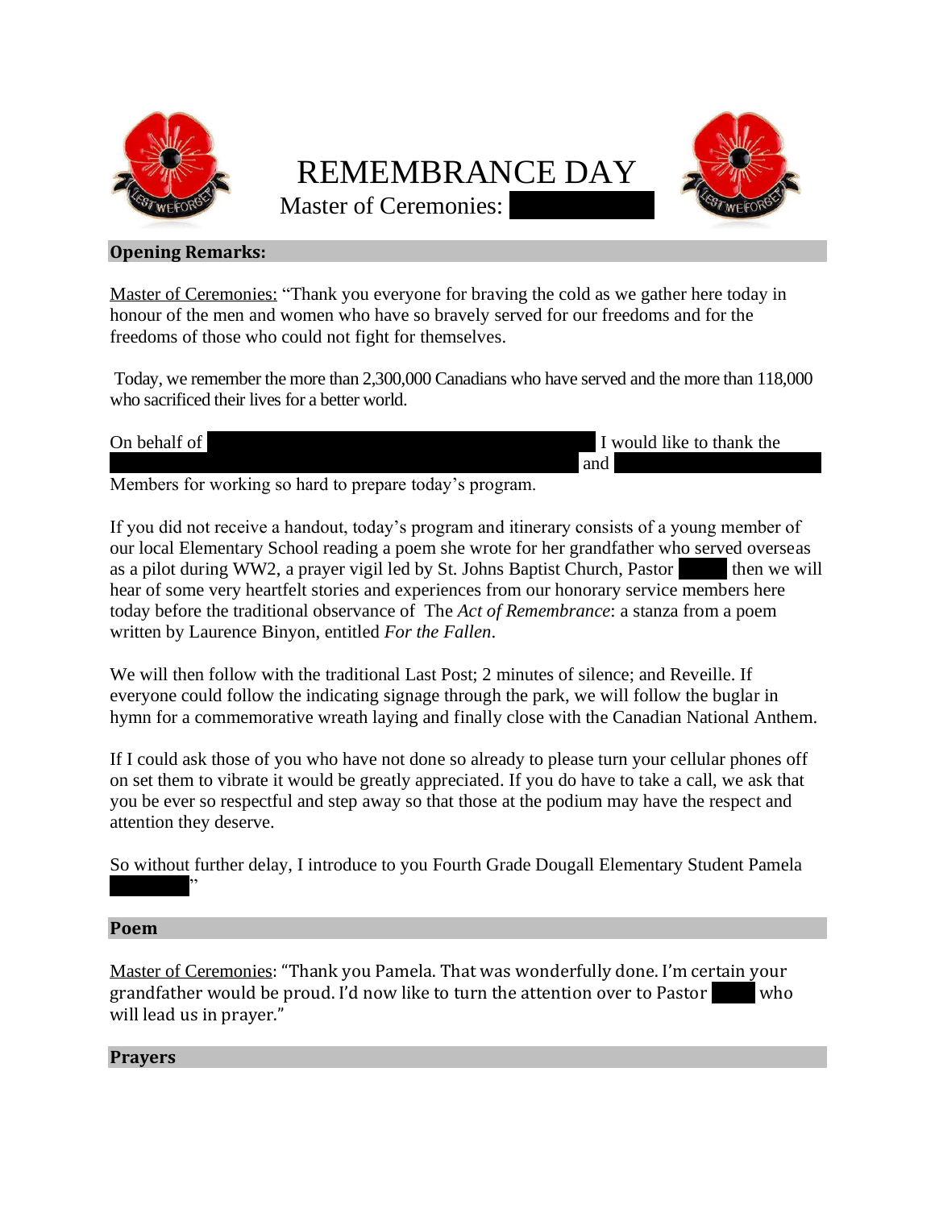# REMEMBRANCE DAY

Master of Ceremonies: ████████

## Opening Remarks:

Master of Ceremonies: "Thank you everyone for braving the cold as we gather here today in honour of the men and women who have so bravely served for our freedoms and for the freedoms of those who could not fight for themselves.

Today, we remember the more than 2,300,000 Canadians who have served and the more than 118,000 who sacrificed their lives for a better world.

On behalf of ████████ I would like to thank the ████████ and ████████ Members for working so hard to prepare today's program.

If you did not receive a handout, today's program and itinerary consists of a young member of our local Elementary School reading a poem she wrote for her grandfather who served overseas as a pilot during WW2, a prayer vigil led by St. Johns Baptist Church, Pastor ████ then we will hear of some very heartfelt stories and experiences from our honorary service members here today before the traditional observance of The *Act of Remembrance*: a stanza from a poem written by Laurence Binyon, entitled *For the Fallen*.

We will then follow with the traditional Last Post; 2 minutes of silence; and Reveille. If everyone could follow the indicating signage through the park, we will follow the buglar in hymn for a commemorative wreath laying and finally close with the Canadian National Anthem.

If I could ask those of you who have not done so already to please turn your cellular phones off on set them to vibrate it would be greatly appreciated. If you do have to take a call, we ask that you be ever so respectful and step away so that those at the podium may have the respect and attention they deserve.

So without further delay, I introduce to you Fourth Grade Dougall Elementary Student Pamela ████"

## Poem

Master of Ceremonies: "Thank you Pamela. That was wonderfully done. I'm certain your grandfather would be proud. I'd now like to turn the attention over to Pastor ████ who will lead us in prayer."

## Prayers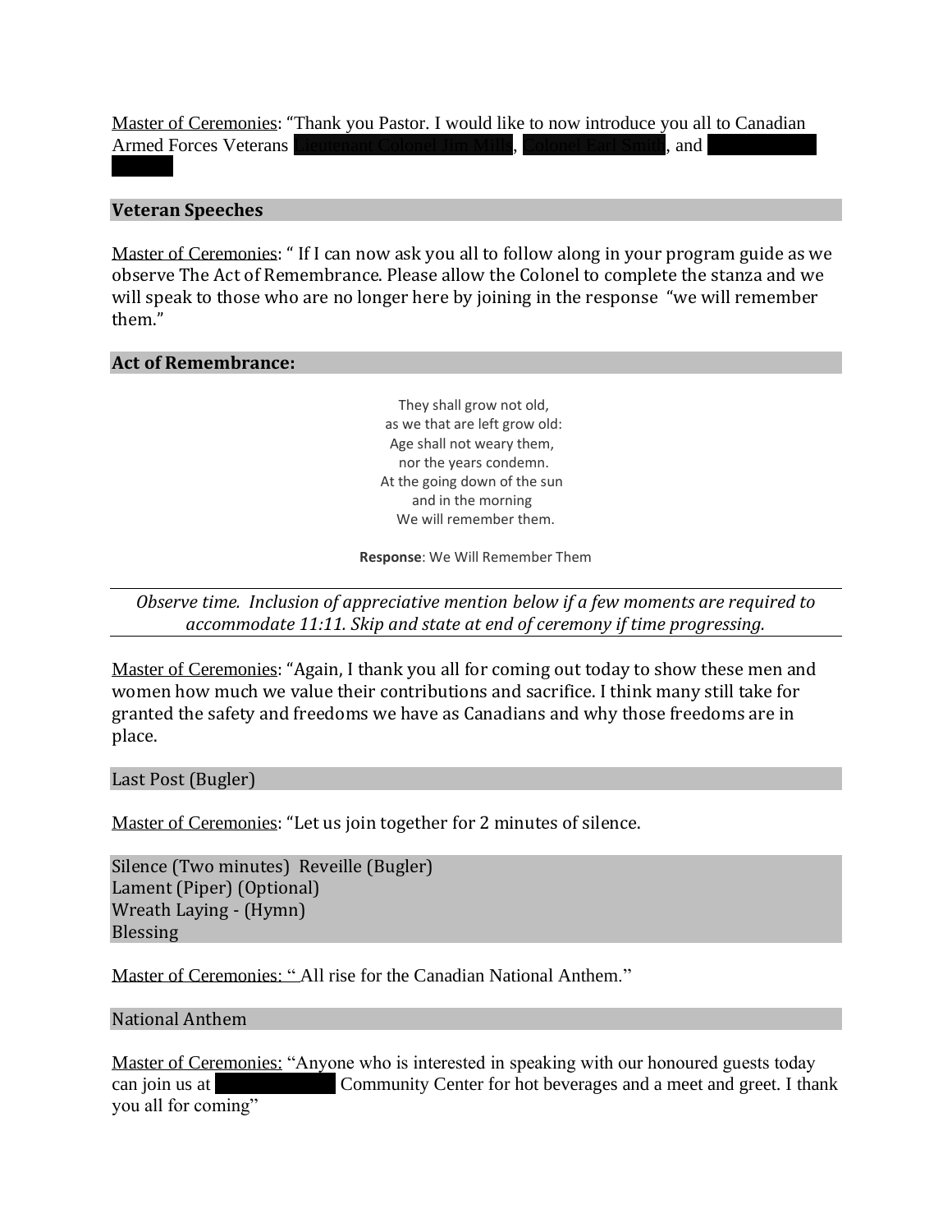Master of Ceremonies: "Thank you Pastor. I would like to now introduce you all to Canadian Armed Forces Veterans [REDACTED], [REDACTED], and [REDACTED]

## Veteran Speeches

Master of Ceremonies: " If I can now ask you all to follow along in your program guide as we observe The Act of Remembrance. Please allow the Colonel to complete the stanza and we will speak to those who are no longer here by joining in the response "we will remember them."

## Act of Remembrance:

They shall grow not old,
as we that are left grow old:
Age shall not weary them,
nor the years condemn.
At the going down of the sun
and in the morning
We will remember them.

**Response**: We Will Remember Them

---

*Observe time. Inclusion of appreciative mention below if a few moments are required to accommodate 11:11. Skip and state at end of ceremony if time progressing.*

---

Master of Ceremonies: "Again, I thank you all for coming out today to show these men and women how much we value their contributions and sacrifice. I think many still take for granted the safety and freedoms we have as Canadians and why those freedoms are in place.

## Last Post (Bugler)

Master of Ceremonies: "Let us join together for 2 minutes of silence.

## Silence (Two minutes) Reveille (Bugler)
## Lament (Piper) (Optional)
## Wreath Laying - (Hymn)
## Blessing

Master of Ceremonies: " All rise for the Canadian National Anthem."

## National Anthem

Master of Ceremonies: "Anyone who is interested in speaking with our honoured guests today can join us at [REDACTED] Community Center for hot beverages and a meet and greet. I thank you all for coming"